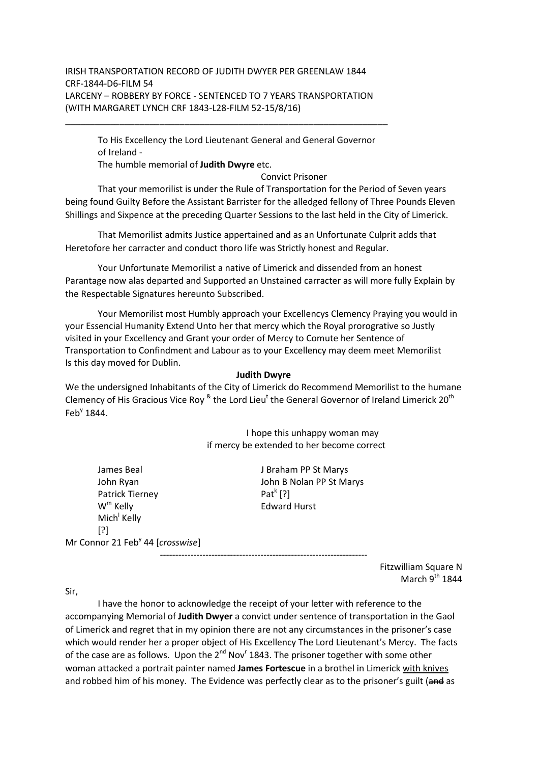IRISH TRANSPORTATION RECORD OF JUDITH DWYER PER GREENLAW 1844
CRF-1844-D6-FILM 54
LARCENY – ROBBERY BY FORCE - SENTENCED TO 7 YEARS TRANSPORTATION
(WITH MARGARET LYNCH CRF 1843-L28-FILM 52-15/8/16)

---

To His Excellency the Lord Lieutenant General and General Governor of Ireland -
The humble memorial of **Judith Dwyre** etc.

Convict Prisoner

That your memorilist is under the Rule of Transportation for the Period of Seven years being found Guilty Before the Assistant Barrister for the alledged fellony of Three Pounds Eleven Shillings and Sixpence at the preceding Quarter Sessions to the last held in the City of Limerick.

That Memorilist admits Justice appertained and as an Unfortunate Culprit adds that Heretofore her carracter and conduct thoro life was Strictly honest and Regular.

Your Unfortunate Memorilist a native of Limerick and dissended from an honest Parantage now alas departed and Supported an Unstained carracter as will more fully Explain by the Respectable Signatures hereunto Subscribed.

Your Memorilist most Humbly approach your Excellencys Clemency Praying you would in your Essencial Humanity Extend Unto her that mercy which the Royal prorogrative so Justly visited in your Excellency and Grant your order of Mercy to Comute her Sentence of Transportation to Confindment and Labour as to your Excellency may deem meet Memorilist Is this day moved for Dublin.

**Judith Dwyre**

We the undersigned Inhabitants of the City of Limerick do Recommend Memorilist to the humane Clemency of His Gracious Vice Roy & the Lord Lieu[t] the General Governor of Ireland Limerick 20[th] Feb[y] 1844.

I hope this unhappy woman may if mercy be extended to her become correct

James Beal
John Ryan
Patrick Tierney
W[m] Kelly
Mich[l] Kelly
[?]

J Braham PP St Marys
John B Nolan PP St Marys
Pat[k] [?]
Edward Hurst

Mr Connor 21 Feb[y] 44 [*crosswise*]

---

Fitzwilliam Square N
March 9[th] 1844

Sir,

I have the honor to acknowledge the receipt of your letter with reference to the accompanying Memorial of **Judith Dwyer** a convict under sentence of transportation in the Gaol of Limerick and regret that in my opinion there are not any circumstances in the prisoner's case which would render her a proper object of His Excellency The Lord Lieutenant's Mercy. The facts of the case are as follows. Upon the 2[nd] Nov[r] 1843. The prisoner together with some other woman attacked a portrait painter named **James Fortescue** in a brothel in Limerick with knives and robbed him of his money. The Evidence was perfectly clear as to the prisoner's guilt (~~and~~ as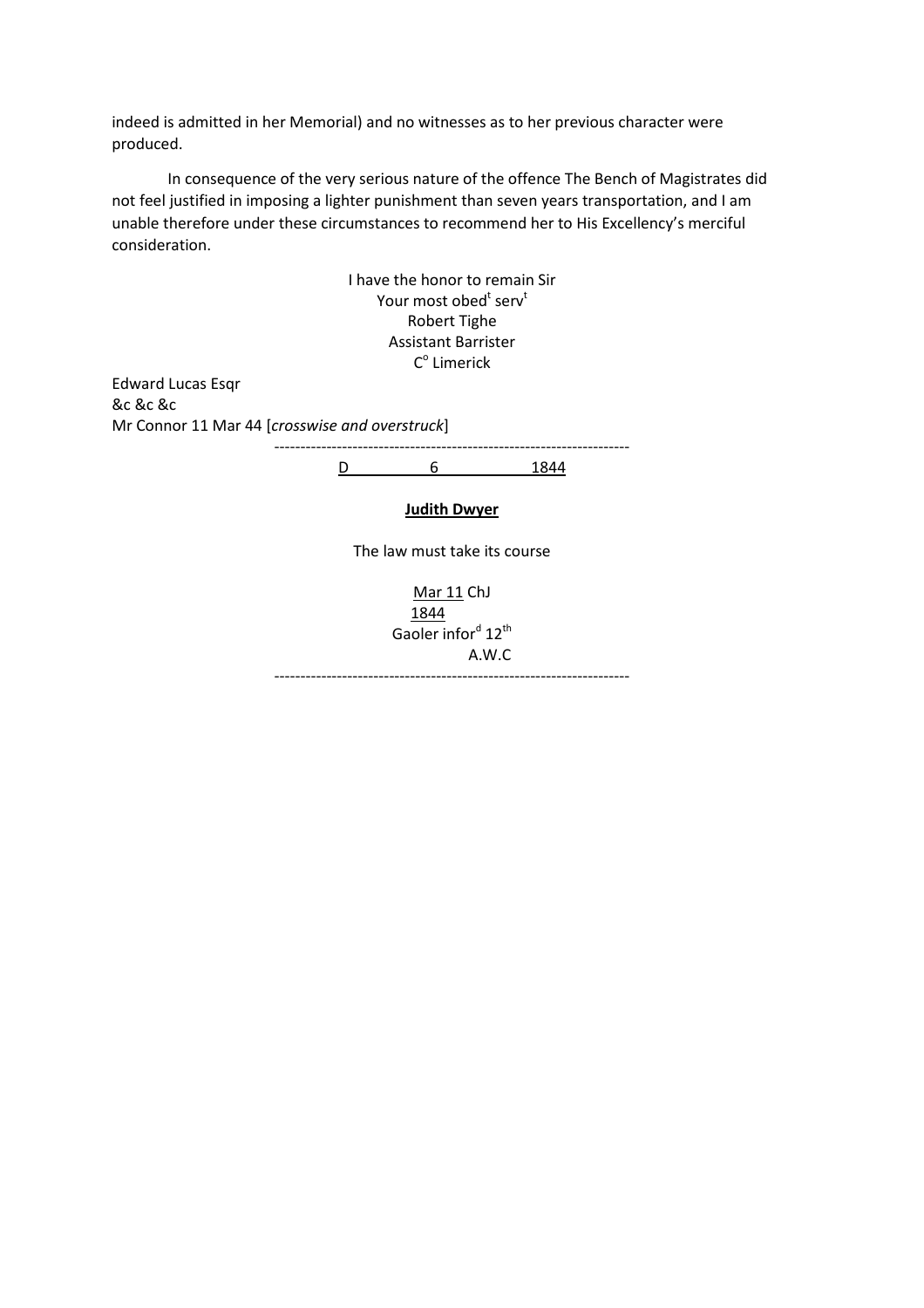indeed is admitted in her Memorial) and no witnesses as to her previous character were produced.

In consequence of the very serious nature of the offence The Bench of Magistrates did not feel justified in imposing a lighter punishment than seven years transportation, and I am unable therefore under these circumstances to recommend her to His Excellency's merciful consideration.

I have the honor to remain Sir  
Your most obed[t] serv[t]  
Robert Tighe  
Assistant Barrister  
C[o] Limerick

Edward Lucas Esqr  
&c &c &c  
Mr Connor 11 Mar 44 [*crosswise and overstruck*]

---

D 6 1844

**Judith Dwyer**

The law must take its course

Mar 11 ChJ  
1844  
Gaoler infor[d] 12[th]  
A.W.C

---